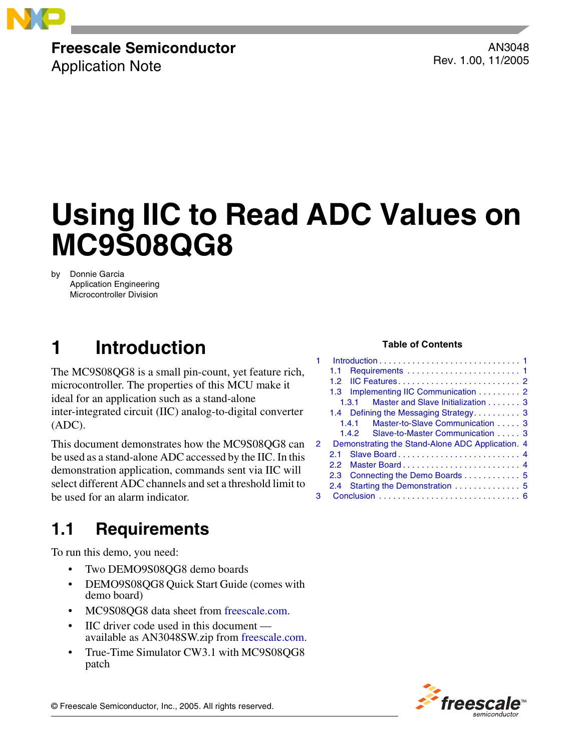**Freescale Semiconductor**
Application Note

AN3048
Rev. 1.00, 11/2005

# Using IIC to Read ADC Values on MC9S08QG8

by Donnie Garcia
Application Engineering
Microcontroller Division

**Table of Contents**

1 Introduction . . . . . . . . . . . . . . . . . . . . . . . . . . . . . 1
  1.1 Requirements . . . . . . . . . . . . . . . . . . . . . . . . 1
  1.2 IIC Features . . . . . . . . . . . . . . . . . . . . . . . . . 2
  1.3 Implementing IIC Communication . . . . . . . . . 2
    1.3.1 Master and Slave Initialization . . . . . . . 3
  1.4 Defining the Messaging Strategy . . . . . . . . . . 3
    1.4.1 Master-to-Slave Communication . . . . . 3
    1.4.2 Slave-to-Master Communication . . . . . 3
2 Demonstrating the Stand-Alone ADC Application. 4
  2.1 Slave Board . . . . . . . . . . . . . . . . . . . . . . . . . 4
  2.2 Master Board . . . . . . . . . . . . . . . . . . . . . . . . 4
  2.3 Connecting the Demo Boards . . . . . . . . . . . . 5
  2.4 Starting the Demonstration . . . . . . . . . . . . . . 5
3 Conclusion . . . . . . . . . . . . . . . . . . . . . . . . . . . . . 6

## 1 Introduction

The MC9S08QG8 is a small pin-count, yet feature rich, microcontroller. The properties of this MCU make it ideal for an application such as a stand-alone inter-integrated circuit (IIC) analog-to-digital converter (ADC).

This document demonstrates how the MC9S08QG8 can be used as a stand-alone ADC accessed by the IIC. In this demonstration application, commands sent via IIC will select different ADC channels and set a threshold limit to be used for an alarm indicator.

## 1.1 Requirements

To run this demo, you need:

- Two DEMO9S08QG8 demo boards
- DEMO9S08QG8 Quick Start Guide (comes with demo board)
- MC9S08QG8 data sheet from freescale.com.
- IIC driver code used in this document — available as AN3048SW.zip from freescale.com.
- True-Time Simulator CW3.1 with MC9S08QG8 patch

© Freescale Semiconductor, Inc., 2005. All rights reserved.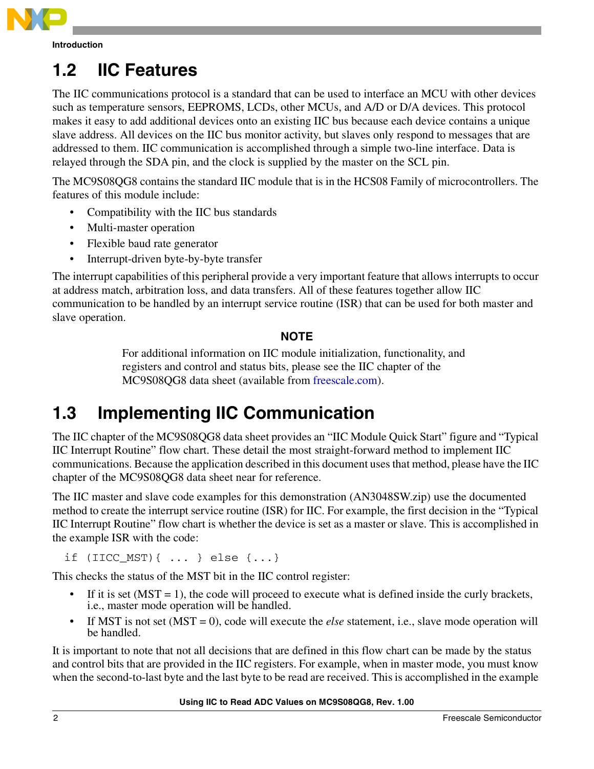## 1.2 IIC Features

The IIC communications protocol is a standard that can be used to interface an MCU with other devices such as temperature sensors, EEPROMS, LCDs, other MCUs, and A/D or D/A devices. This protocol makes it easy to add additional devices onto an existing IIC bus because each device contains a unique slave address. All devices on the IIC bus monitor activity, but slaves only respond to messages that are addressed to them. IIC communication is accomplished through a simple two-line interface. Data is relayed through the SDA pin, and the clock is supplied by the master on the SCL pin.

The MC9S08QG8 contains the standard IIC module that is in the HCS08 Family of microcontrollers. The features of this module include:

- Compatibility with the IIC bus standards
- Multi-master operation
- Flexible baud rate generator
- Interrupt-driven byte-by-byte transfer

The interrupt capabilities of this peripheral provide a very important feature that allows interrupts to occur at address match, arbitration loss, and data transfers. All of these features together allow IIC communication to be handled by an interrupt service routine (ISR) that can be used for both master and slave operation.

**NOTE**

For additional information on IIC module initialization, functionality, and registers and control and status bits, please see the IIC chapter of the MC9S08QG8 data sheet (available from freescale.com).

## 1.3 Implementing IIC Communication

The IIC chapter of the MC9S08QG8 data sheet provides an "IIC Module Quick Start" figure and "Typical IIC Interrupt Routine" flow chart. These detail the most straight-forward method to implement IIC communications. Because the application described in this document uses that method, please have the IIC chapter of the MC9S08QG8 data sheet near for reference.

The IIC master and slave code examples for this demonstration (AN3048SW.zip) use the documented method to create the interrupt service routine (ISR) for IIC. For example, the first decision in the "Typical IIC Interrupt Routine" flow chart is whether the device is set as a master or slave. This is accomplished in the example ISR with the code:

```
if (IICC_MST){ ... } else {...}
```

This checks the status of the MST bit in the IIC control register:

- If it is set (MST = 1), the code will proceed to execute what is defined inside the curly brackets, i.e., master mode operation will be handled.
- If MST is not set (MST = 0), code will execute the *else* statement, i.e., slave mode operation will be handled.

It is important to note that not all decisions that are defined in this flow chart can be made by the status and control bits that are provided in the IIC registers. For example, when in master mode, you must know when the second-to-last byte and the last byte to be read are received. This is accomplished in the example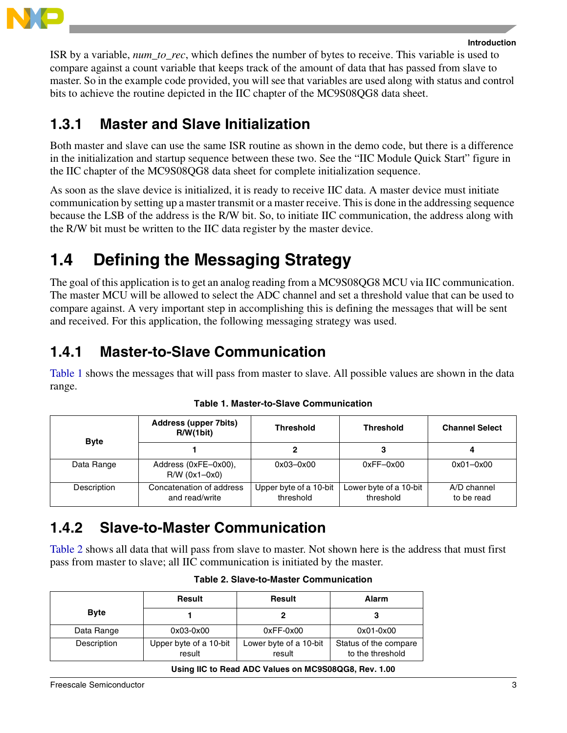ISR by a variable, *num_to_rec*, which defines the number of bytes to receive. This variable is used to compare against a count variable that keeps track of the amount of data that has passed from slave to master. So in the example code provided, you will see that variables are used along with status and control bits to achieve the routine depicted in the IIC chapter of the MC9S08QG8 data sheet.

### 1.3.1 Master and Slave Initialization

Both master and slave can use the same ISR routine as shown in the demo code, but there is a difference in the initialization and startup sequence between these two. See the "IIC Module Quick Start" figure in the IIC chapter of the MC9S08QG8 data sheet for complete initialization sequence.

As soon as the slave device is initialized, it is ready to receive IIC data. A master device must initiate communication by setting up a master transmit or a master receive. This is done in the addressing sequence because the LSB of the address is the R/W bit. So, to initiate IIC communication, the address along with the R/W bit must be written to the IIC data register by the master device.

## 1.4 Defining the Messaging Strategy

The goal of this application is to get an analog reading from a MC9S08QG8 MCU via IIC communication. The master MCU will be allowed to select the ADC channel and set a threshold value that can be used to compare against. A very important step in accomplishing this is defining the messages that will be sent and received. For this application, the following messaging strategy was used.

### 1.4.1 Master-to-Slave Communication

Table 1 shows the messages that will pass from master to slave. All possible values are shown in the data range.

**Table 1. Master-to-Slave Communication**

| Byte | Address (upper 7bits) R/W(1bit) | Threshold | Threshold | Channel Select |
|---|---|---|---|---|
| | 1 | 2 | 3 | 4 |
| Data Range | Address (0xFE–0x00), R/W (0x1–0x0) | 0x03–0x00 | 0xFF–0x00 | 0x01–0x00 |
| Description | Concatenation of address and read/write | Upper byte of a 10-bit threshold | Lower byte of a 10-bit threshold | A/D channel to be read |

### 1.4.2 Slave-to-Master Communication

Table 2 shows all data that will pass from slave to master. Not shown here is the address that must first pass from master to slave; all IIC communication is initiated by the master.

**Table 2. Slave-to-Master Communication**

| Byte | Result | Result | Alarm |
|---|---|---|---|
| | 1 | 2 | 3 |
| Data Range | 0x03-0x00 | 0xFF-0x00 | 0x01-0x00 |
| Description | Upper byte of a 10-bit result | Lower byte of a 10-bit result | Status of the compare to the threshold |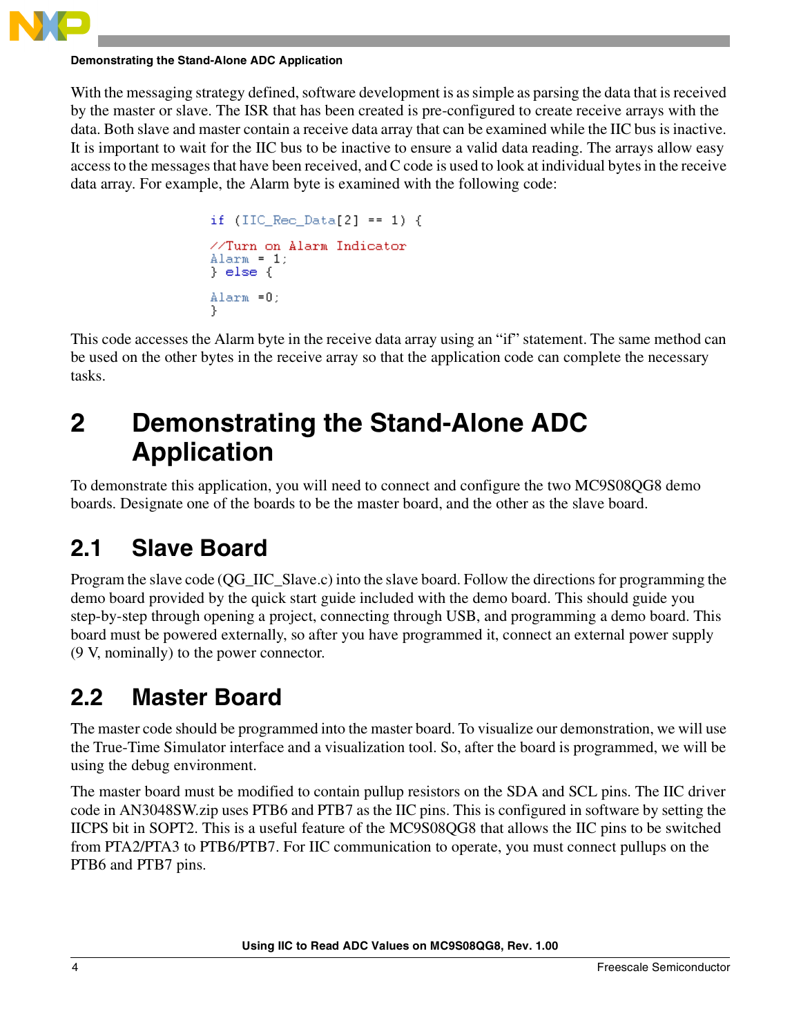With the messaging strategy defined, software development is as simple as parsing the data that is received by the master or slave. The ISR that has been created is pre-configured to create receive arrays with the data. Both slave and master contain a receive data array that can be examined while the IIC bus is inactive. It is important to wait for the IIC bus to be inactive to ensure a valid data reading. The arrays allow easy access to the messages that have been received, and C code is used to look at individual bytes in the receive data array. For example, the Alarm byte is examined with the following code:

```
if (IIC_Rec_Data[2] == 1) {

//Turn on Alarm Indicator
Alarm = 1;
} else {

Alarm =0;
}
```

This code accesses the Alarm byte in the receive data array using an “if” statement. The same method can be used on the other bytes in the receive array so that the application code can complete the necessary tasks.

# 2 Demonstrating the Stand-Alone ADC Application

To demonstrate this application, you will need to connect and configure the two MC9S08QG8 demo boards. Designate one of the boards to be the master board, and the other as the slave board.

## 2.1 Slave Board

Program the slave code (QG_IIC_Slave.c) into the slave board. Follow the directions for programming the demo board provided by the quick start guide included with the demo board. This should guide you step-by-step through opening a project, connecting through USB, and programming a demo board. This board must be powered externally, so after you have programmed it, connect an external power supply (9 V, nominally) to the power connector.

## 2.2 Master Board

The master code should be programmed into the master board. To visualize our demonstration, we will use the True-Time Simulator interface and a visualization tool. So, after the board is programmed, we will be using the debug environment.

The master board must be modified to contain pullup resistors on the SDA and SCL pins. The IIC driver code in AN3048SW.zip uses PTB6 and PTB7 as the IIC pins. This is configured in software by setting the IICPS bit in SOPT2. This is a useful feature of the MC9S08QG8 that allows the IIC pins to be switched from PTA2/PTA3 to PTB6/PTB7. For IIC communication to operate, you must connect pullups on the PTB6 and PTB7 pins.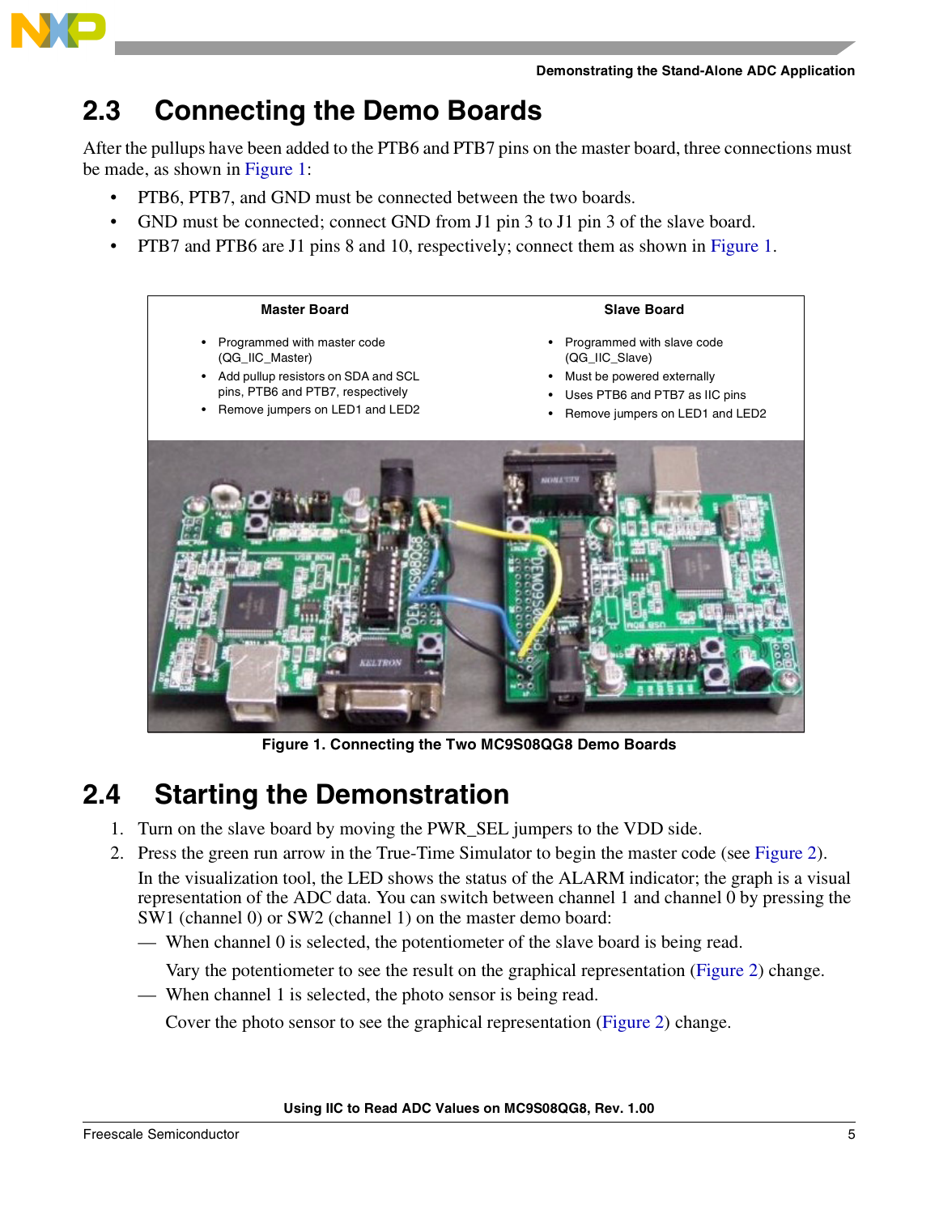## 2.3 Connecting the Demo Boards

After the pullups have been added to the PTB6 and PTB7 pins on the master board, three connections must be made, as shown in Figure 1:

- PTB6, PTB7, and GND must be connected between the two boards.
- GND must be connected; connect GND from J1 pin 3 to J1 pin 3 of the slave board.
- PTB7 and PTB6 are J1 pins 8 and 10, respectively; connect them as shown in Figure 1.

**Master Board**

- Programmed with master code (QG_IIC_Master)
- Add pullup resistors on SDA and SCL pins, PTB6 and PTB7, respectively
- Remove jumpers on LED1 and LED2

**Slave Board**

- Programmed with slave code (QG_IIC_Slave)
- Must be powered externally
- Uses PTB6 and PTB7 as IIC pins
- Remove jumpers on LED1 and LED2

**Figure 1. Connecting the Two MC9S08QG8 Demo Boards**

## 2.4 Starting the Demonstration

1. Turn on the slave board by moving the PWR_SEL jumpers to the VDD side.
2. Press the green run arrow in the True-Time Simulator to begin the master code (see Figure 2).

   In the visualization tool, the LED shows the status of the ALARM indicator; the graph is a visual representation of the ADC data. You can switch between channel 1 and channel 0 by pressing the SW1 (channel 0) or SW2 (channel 1) on the master demo board:

   — When channel 0 is selected, the potentiometer of the slave board is being read.

   Vary the potentiometer to see the result on the graphical representation (Figure 2) change.

   — When channel 1 is selected, the photo sensor is being read.

   Cover the photo sensor to see the graphical representation (Figure 2) change.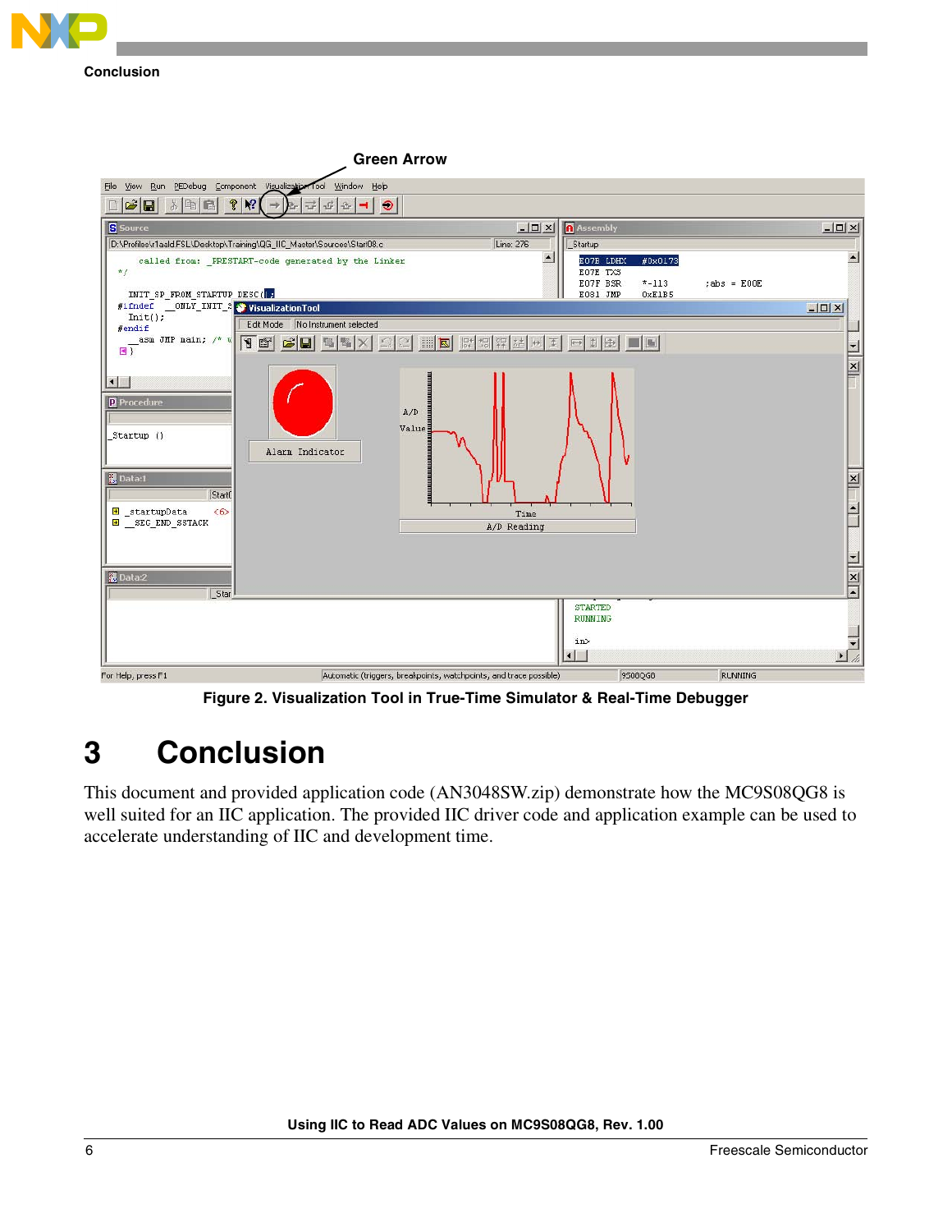Green Arrow

Figure 2. Visualization Tool in True-Time Simulator & Real-Time Debugger

# 3 Conclusion

This document and provided application code (AN3048SW.zip) demonstrate how the MC9S08QG8 is well suited for an IIC application. The provided IIC driver code and application example can be used to accelerate understanding of IIC and development time.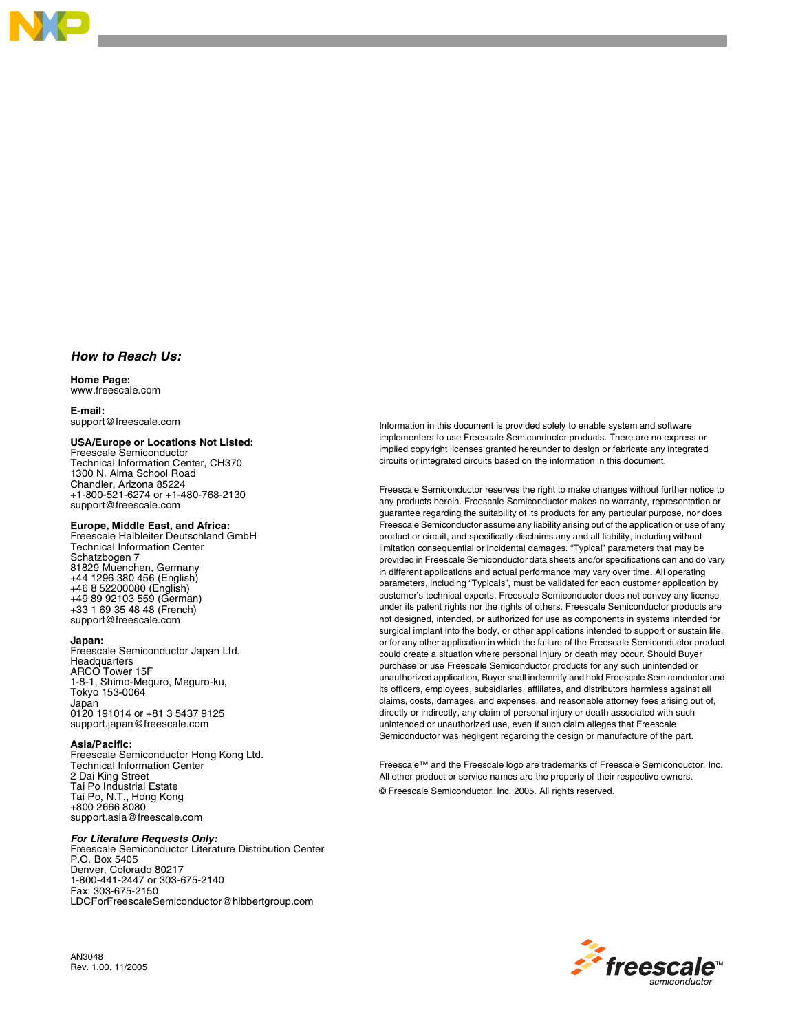### *How to Reach Us:*

**Home Page:**
www.freescale.com

**E-mail:**
support@freescale.com

**USA/Europe or Locations Not Listed:**
Freescale Semiconductor
Technical Information Center, CH370
1300 N. Alma School Road
Chandler, Arizona 85224
+1-800-521-6274 or +1-480-768-2130
support@freescale.com

**Europe, Middle East, and Africa:**
Freescale Halbleiter Deutschland GmbH
Technical Information Center
Schatzbogen 7
81829 Muenchen, Germany
+44 1296 380 456 (English)
+46 8 52200080 (English)
+49 89 92103 559 (German)
+33 1 69 35 48 48 (French)
support@freescale.com

**Japan:**
Freescale Semiconductor Japan Ltd.
Headquarters
ARCO Tower 15F
1-8-1, Shimo-Meguro, Meguro-ku,
Tokyo 153-0064
Japan
0120 191014 or +81 3 5437 9125
support.japan@freescale.com

**Asia/Pacific:**
Freescale Semiconductor Hong Kong Ltd.
Technical Information Center
2 Dai King Street
Tai Po Industrial Estate
Tai Po, N.T., Hong Kong
+800 2666 8080
support.asia@freescale.com

***For Literature Requests Only:***
Freescale Semiconductor Literature Distribution Center
P.O. Box 5405
Denver, Colorado 80217
1-800-441-2447 or 303-675-2140
Fax: 303-675-2150
LDCForFreescaleSemiconductor@hibbertgroup.com

Information in this document is provided solely to enable system and software implementers to use Freescale Semiconductor products. There are no express or implied copyright licenses granted hereunder to design or fabricate any integrated circuits or integrated circuits based on the information in this document.

Freescale Semiconductor reserves the right to make changes without further notice to any products herein. Freescale Semiconductor makes no warranty, representation or guarantee regarding the suitability of its products for any particular purpose, nor does Freescale Semiconductor assume any liability arising out of the application or use of any product or circuit, and specifically disclaims any and all liability, including without limitation consequential or incidental damages. "Typical" parameters that may be provided in Freescale Semiconductor data sheets and/or specifications can and do vary in different applications and actual performance may vary over time. All operating parameters, including "Typicals", must be validated for each customer application by customer's technical experts. Freescale Semiconductor does not convey any license under its patent rights nor the rights of others. Freescale Semiconductor products are not designed, intended, or authorized for use as components in systems intended for surgical implant into the body, or other applications intended to support or sustain life, or for any other application in which the failure of the Freescale Semiconductor product could create a situation where personal injury or death may occur. Should Buyer purchase or use Freescale Semiconductor products for any such unintended or unauthorized application, Buyer shall indemnify and hold Freescale Semiconductor and its officers, employees, subsidiaries, affiliates, and distributors harmless against all claims, costs, damages, and expenses, and reasonable attorney fees arising out of, directly or indirectly, any claim of personal injury or death associated with such unintended or unauthorized use, even if such claim alleges that Freescale Semiconductor was negligent regarding the design or manufacture of the part.

Freescale™ and the Freescale logo are trademarks of Freescale Semiconductor, Inc. All other product or service names are the property of their respective owners.
© Freescale Semiconductor, Inc. 2005. All rights reserved.

AN3048
Rev. 1.00, 11/2005